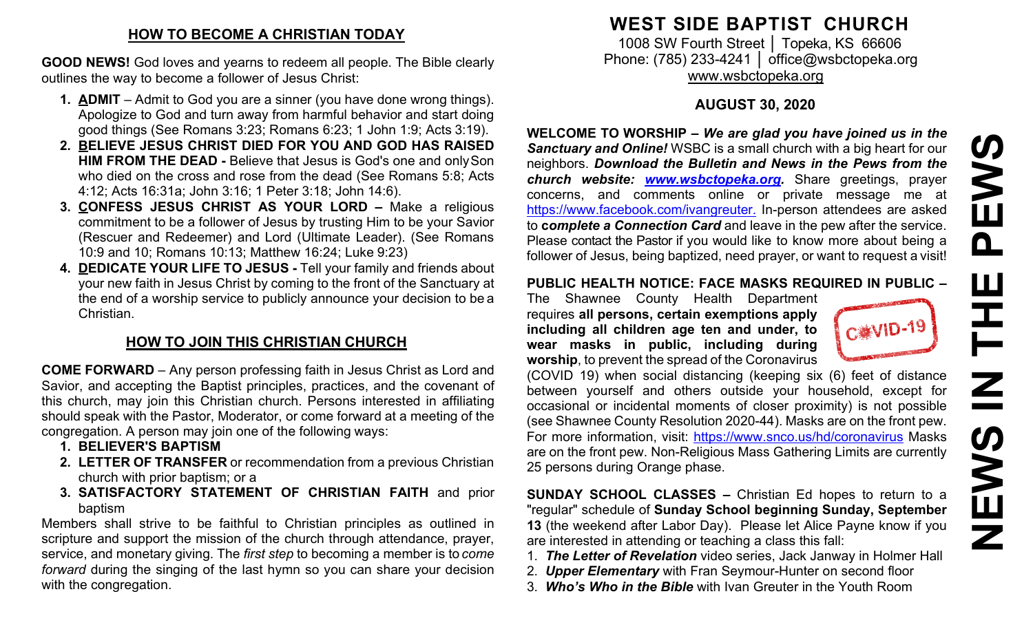## HOW TO BECOME A CHRISTIAN TODAY

**GOOD NEWS!** God loves and yearns to redeem all people. The Bible clearly outlines the way to become a follower of Jesus Christ:

1. **<u>A</u>DMIT** – Admit to God you are a sinner (you have done wrong things). Apologize to God and turn away from harmful behavior and start doing good things (See Romans 3:23; Romans 6:23; 1 John 1:9; Acts 3:19).
2. **<u>B</u>ELIEVE JESUS CHRIST DIED FOR YOU AND GOD HAS RAISED HIM FROM THE DEAD -** Believe that Jesus is God's one and only Son who died on the cross and rose from the dead (See Romans 5:8; Acts 4:12; Acts 16:31a; John 3:16; 1 Peter 3:18; John 14:6).
3. **<u>C</u>ONFESS JESUS CHRIST AS YOUR LORD –** Make a religious commitment to be a follower of Jesus by trusting Him to be your Savior (Rescuer and Redeemer) and Lord (Ultimate Leader). (See Romans 10:9 and 10; Romans 10:13; Matthew 16:24; Luke 9:23)
4. **<u>D</u>EDICATE YOUR LIFE TO JESUS -** Tell your family and friends about your new faith in Jesus Christ by coming to the front of the Sanctuary at the end of a worship service to publicly announce your decision to be a Christian.

## HOW TO JOIN THIS CHRISTIAN CHURCH

**COME FORWARD** – Any person professing faith in Jesus Christ as Lord and Savior, and accepting the Baptist principles, practices, and the covenant of this church, may join this Christian church. Persons interested in affiliating should speak with the Pastor, Moderator, or come forward at a meeting of the congregation. A person may join one of the following ways:

1. **BELIEVER'S BAPTISM**
2. **LETTER OF TRANSFER** or recommendation from a previous Christian church with prior baptism; or a
3. **SATISFACTORY STATEMENT OF CHRISTIAN FAITH** and prior baptism

Members shall strive to be faithful to Christian principles as outlined in scripture and support the mission of the church through attendance, prayer, service, and monetary giving. The *first step* to becoming a member is to *come forward* during the singing of the last hymn so you can share your decision with the congregation.

# WEST SIDE BAPTIST CHURCH

1008 SW Fourth Street │ Topeka, KS 66606
Phone: (785) 233-4241 │ office@wsbctopeka.org
www.wsbctopeka.org

### AUGUST 30, 2020

# NEWS IN THE PEWS

**WELCOME TO WORSHIP –** ***We are glad you have joined us in the Sanctuary and Online!*** WSBC is a small church with a big heart for our neighbors. ***Download the Bulletin and News in the Pews from the church website: www.wsbctopeka.org.*** Share greetings, prayer concerns, and comments online or private message me at https://www.facebook.com/ivangreuter. In-person attendees are asked to c***omplete a Connection Card*** and leave in the pew after the service. Please contact the Pastor if you would like to know more about being a follower of Jesus, being baptized, need prayer, or want to request a visit!

**PUBLIC HEALTH NOTICE: FACE MASKS REQUIRED IN PUBLIC –** The Shawnee County Health Department requires **all persons, certain exemptions apply including all children age ten and under, to wear masks in public, including during worship**, to prevent the spread of the Coronavirus (COVID 19) when social distancing (keeping six (6) feet of distance between yourself and others outside your household, except for occasional or incidental moments of closer proximity) is not possible (see Shawnee County Resolution 2020-44). Masks are on the front pew. For more information, visit: https://www.snco.us/hd/coronavirus Masks are on the front pew. Non-Religious Mass Gathering Limits are currently 25 persons during Orange phase.

**SUNDAY SCHOOL CLASSES –** Christian Ed hopes to return to a "regular" schedule of **Sunday School beginning Sunday, September 13** (the weekend after Labor Day). Please let Alice Payne know if you are interested in attending or teaching a class this fall:

1. ***The Letter of Revelation*** video series, Jack Janway in Holmer Hall
2. ***Upper Elementary*** with Fran Seymour-Hunter on second floor
3. ***Who's Who in the Bible*** with Ivan Greuter in the Youth Room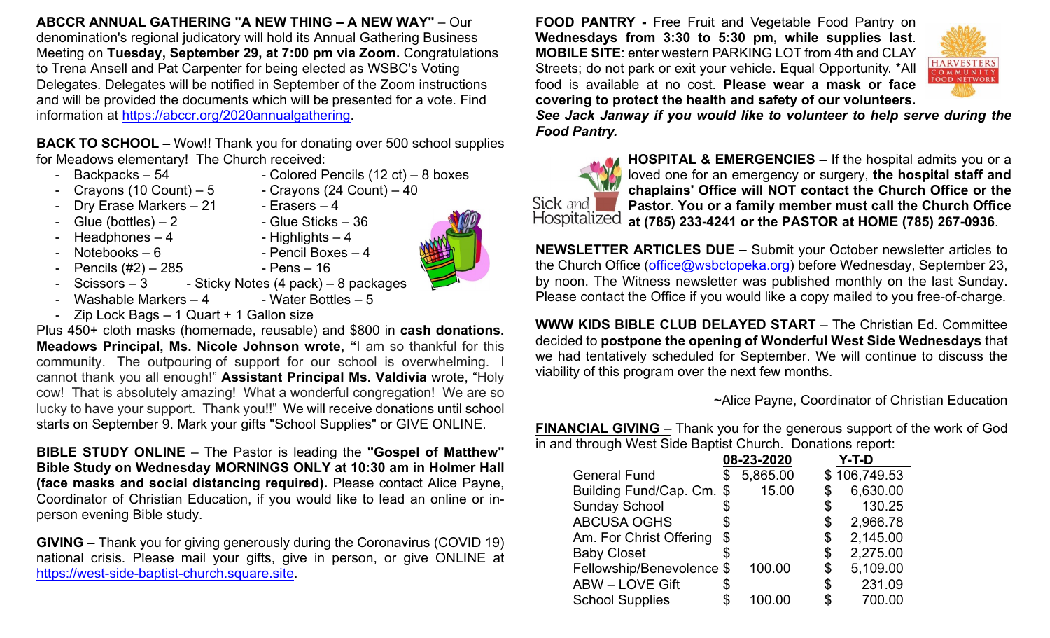**ABCCR ANNUAL GATHERING "A NEW THING – A NEW WAY"** – Our denomination's regional judicatory will hold its Annual Gathering Business Meeting on **Tuesday, September 29, at 7:00 pm via Zoom.** Congratulations to Trena Ansell and Pat Carpenter for being elected as WSBC's Voting Delegates. Delegates will be notified in September of the Zoom instructions and will be provided the documents which will be presented for a vote. Find information at https://abccr.org/2020annualgathering.

**BACK TO SCHOOL –** Wow!! Thank you for donating over 500 school supplies for Meadows elementary! The Church received:

- Backpacks – 54
- Colored Pencils (12 ct) – 8 boxes
- Crayons (10 Count) – 5
- Crayons (24 Count) – 40
- Dry Erase Markers – 21
- Erasers – 4
- Glue (bottles) – 2
- Glue Sticks – 36
- Headphones – 4
- Highlights – 4
- Notebooks – 6
- Pencil Boxes – 4
- Pencils (#2) – 285
- Pens – 16
- Scissors – 3
- Sticky Notes (4 pack) – 8 packages
- Washable Markers – 4
- Water Bottles – 5
- Zip Lock Bags – 1 Quart + 1 Gallon size

Plus 450+ cloth masks (homemade, reusable) and $800 in **cash donations. Meadows Principal, Ms. Nicole Johnson wrote, "**I am so thankful for this community. The outpouring of support for our school is overwhelming. I cannot thank you all enough!" **Assistant Principal Ms. Valdivia** wrote, "Holy cow! That is absolutely amazing! What a wonderful congregation! We are so lucky to have your support. Thank you!!" We will receive donations until school starts on September 9. Mark your gifts "School Supplies" or GIVE ONLINE.

**BIBLE STUDY ONLINE** – The Pastor is leading the **"Gospel of Matthew" Bible Study on Wednesday MORNINGS ONLY at 10:30 am in Holmer Hall (face masks and social distancing required).** Please contact Alice Payne, Coordinator of Christian Education, if you would like to lead an online or in-person evening Bible study.

**GIVING –** Thank you for giving generously during the Coronavirus (COVID 19) national crisis. Please mail your gifts, give in person, or give ONLINE at https://west-side-baptist-church.square.site.

**FOOD PANTRY -** Free Fruit and Vegetable Food Pantry on **Wednesdays from 3:30 to 5:30 pm, while supplies last**. **MOBILE SITE**: enter western PARKING LOT from 4th and CLAY Streets; do not park or exit your vehicle. Equal Opportunity. *All food is available at no cost. **Please wear a mask or face covering to protect the health and safety of our volunteers.** ***See Jack Janway if you would like to volunteer to help serve during the Food Pantry.***

Sick and Hospitalized

**HOSPITAL & EMERGENCIES –** If the hospital admits you or a loved one for an emergency or surgery, **the hospital staff and chaplains' Office will NOT contact the Church Office or the Pastor**. **You or a family member must call the Church Office at (785) 233-4241 or the PASTOR at HOME (785) 267-0936**.

**NEWSLETTER ARTICLES DUE –** Submit your October newsletter articles to the Church Office (office@wsbctopeka.org) before Wednesday, September 23, by noon. The Witness newsletter was published monthly on the last Sunday. Please contact the Office if you would like a copy mailed to you free-of-charge.

**WWW KIDS BIBLE CLUB DELAYED START** – The Christian Ed. Committee decided to **postpone the opening of Wonderful West Side Wednesdays** that we had tentatively scheduled for September. We will continue to discuss the viability of this program over the next few months.

~Alice Payne, Coordinator of Christian Education

**FINANCIAL GIVING** – Thank you for the generous support of the work of God in and through West Side Baptist Church. Donations report:

| | 08-23-2020 | Y-T-D |
|---|---|---|
| General Fund | $ 5,865.00 | $ 106,749.53 |
| Building Fund/Cap. Cm. | $ 15.00 | $ 6,630.00 |
| Sunday School | $ | $ 130.25 |
| ABCUSA OGHS | $ | $ 2,966.78 |
| Am. For Christ Offering | $ | $ 2,145.00 |
| Baby Closet | $ | $ 2,275.00 |
| Fellowship/Benevolence | $ 100.00 | $ 5,109.00 |
| ABW – LOVE Gift | $ | $ 231.09 |
| School Supplies | $ 100.00 | $ 700.00 |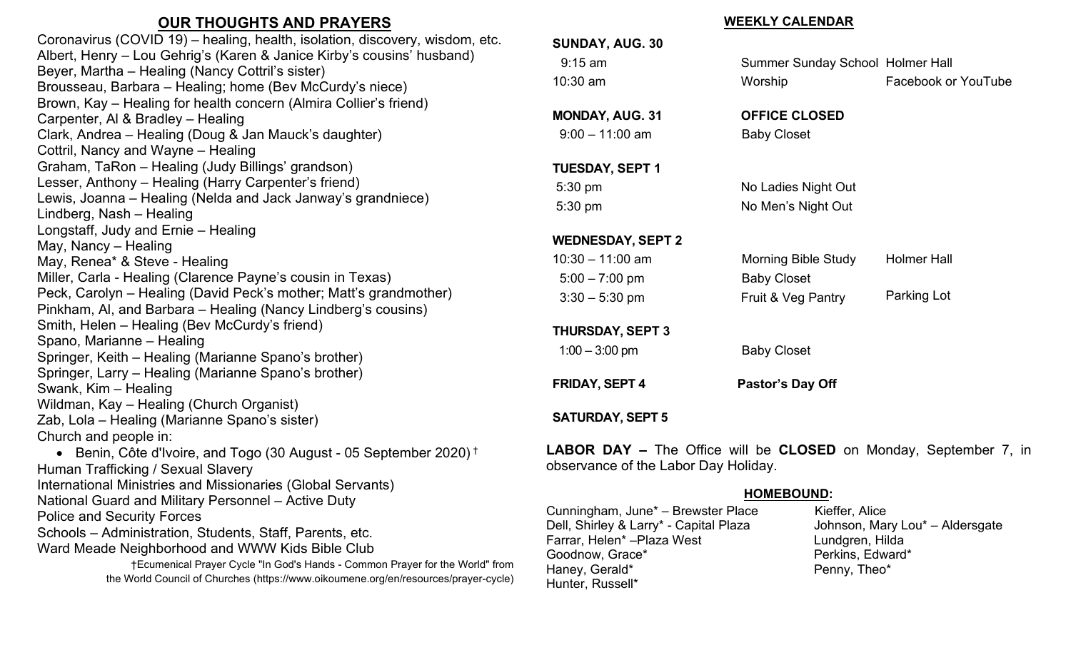## OUR THOUGHTS AND PRAYERS

Coronavirus (COVID 19) – healing, health, isolation, discovery, wisdom, etc.
Albert, Henry – Lou Gehrig's (Karen & Janice Kirby's cousins' husband)
Beyer, Martha – Healing (Nancy Cottril's sister)
Brousseau, Barbara – Healing; home (Bev McCurdy's niece)
Brown, Kay – Healing for health concern (Almira Collier's friend)
Carpenter, Al & Bradley – Healing
Clark, Andrea – Healing (Doug & Jan Mauck's daughter)
Cottril, Nancy and Wayne – Healing
Graham, TaRon – Healing (Judy Billings' grandson)
Lesser, Anthony – Healing (Harry Carpenter's friend)
Lewis, Joanna – Healing (Nelda and Jack Janway's grandniece)
Lindberg, Nash – Healing
Longstaff, Judy and Ernie – Healing
May, Nancy – Healing
May, Renea* & Steve - Healing
Miller, Carla - Healing (Clarence Payne's cousin in Texas)
Peck, Carolyn – Healing (David Peck's mother; Matt's grandmother)
Pinkham, Al, and Barbara – Healing (Nancy Lindberg's cousins)
Smith, Helen – Healing (Bev McCurdy's friend)
Spano, Marianne – Healing
Springer, Keith – Healing (Marianne Spano's brother)
Springer, Larry – Healing (Marianne Spano's brother)
Swank, Kim – Healing
Wildman, Kay – Healing (Church Organist)
Zab, Lola – Healing (Marianne Spano's sister)
Church and people in:

- Benin, Côte d'Ivoire, and Togo (30 August - 05 September 2020) †

Human Trafficking / Sexual Slavery
International Ministries and Missionaries (Global Servants)
National Guard and Military Personnel – Active Duty
Police and Security Forces
Schools – Administration, Students, Staff, Parents, etc.
Ward Meade Neighborhood and WWW Kids Bible Club

†Ecumenical Prayer Cycle "In God's Hands - Common Prayer for the World" from the World Council of Churches (https://www.oikoumene.org/en/resources/prayer-cycle)

## WEEKLY CALENDAR

**SUNDAY, AUG. 30**

| | | |
|---|---|---|
| 9:15 am | Summer Sunday School | Holmer Hall |
| 10:30 am | Worship | Facebook or YouTube |

**MONDAY, AUG. 31** — **OFFICE CLOSED**

| | | |
|---|---|---|
| 9:00 – 11:00 am | Baby Closet | |

**TUESDAY, SEPT 1**

| | | |
|---|---|---|
| 5:30 pm | No Ladies Night Out | |
| 5:30 pm | No Men's Night Out | |

**WEDNESDAY, SEPT 2**

| | | |
|---|---|---|
| 10:30 – 11:00 am | Morning Bible Study | Holmer Hall |
| 5:00 – 7:00 pm | Baby Closet | |
| 3:30 – 5:30 pm | Fruit & Veg Pantry | Parking Lot |

**THURSDAY, SEPT 3**

| | | |
|---|---|---|
| 1:00 – 3:00 pm | Baby Closet | |

**FRIDAY, SEPT 4** — **Pastor's Day Off**

**SATURDAY, SEPT 5**

**LABOR DAY –** The Office will be **CLOSED** on Monday, September 7, in observance of the Labor Day Holiday.

### HOMEBOUND:

Cunningham, June* – Brewster Place
Dell, Shirley & Larry* - Capital Plaza
Farrar, Helen* –Plaza West
Goodnow, Grace*
Haney, Gerald*
Hunter, Russell*
Kieffer, Alice
Johnson, Mary Lou* – Aldersgate
Lundgren, Hilda
Perkins, Edward*
Penny, Theo*